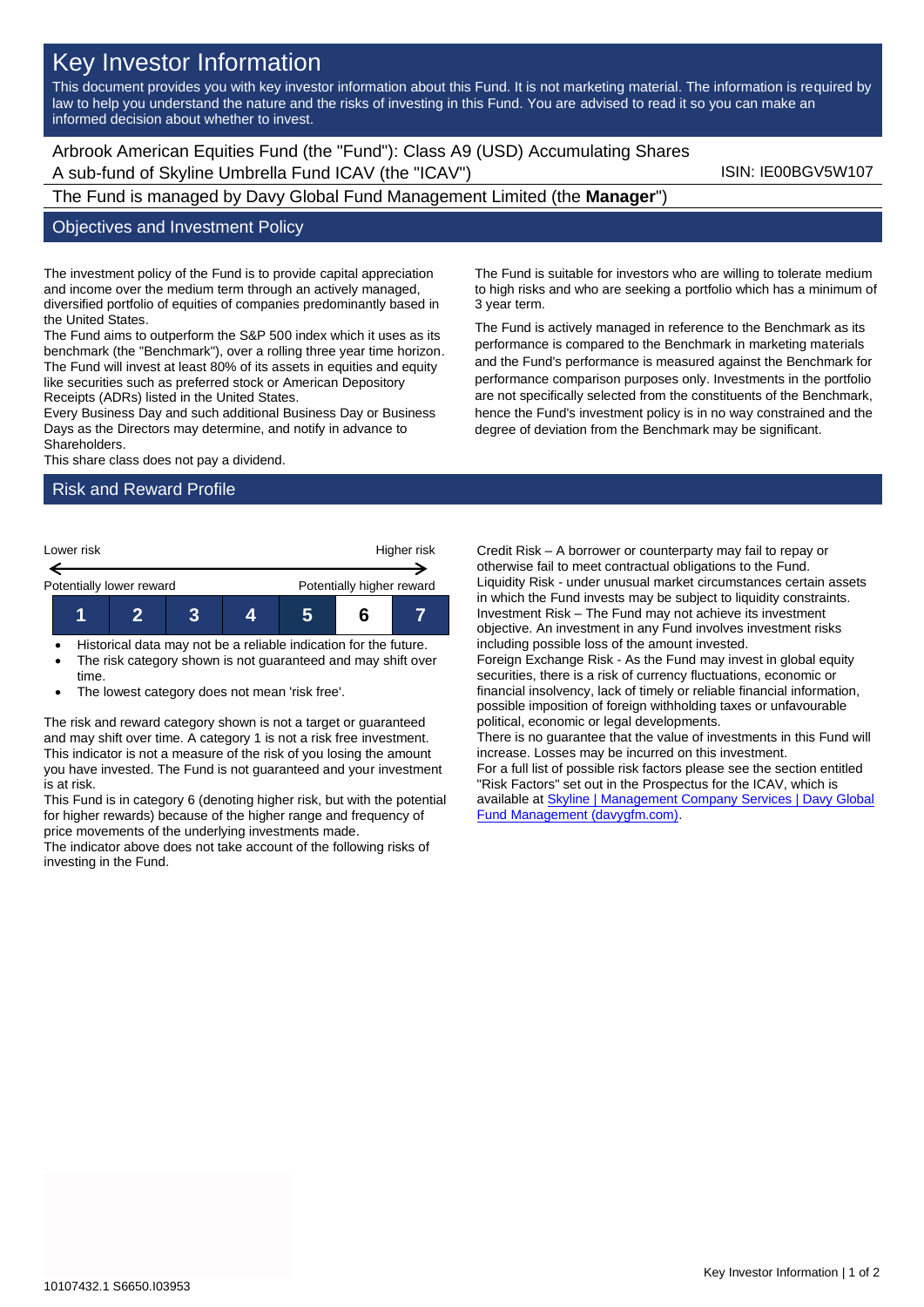# Key Investor Information

This document provides you with key investor information about this Fund. It is not marketing material. The information is required by law to help you understand the nature and the risks of investing in this Fund. You are advised to read it so you can make an informed decision about whether to invest.

Arbrook American Equities Fund (the "Fund"): Class A9 (USD) Accumulating Shares
A sub-fund of Skyline Umbrella Fund ICAV (the "ICAV")

ISIN: IE00BGV5W107

The Fund is managed by Davy Global Fund Management Limited (the **Manager**")

## Objectives and Investment Policy

The investment policy of the Fund is to provide capital appreciation and income over the medium term through an actively managed, diversified portfolio of equities of companies predominantly based in the United States.

The Fund aims to outperform the S&P 500 index which it uses as its benchmark (the "Benchmark"), over a rolling three year time horizon.

The Fund will invest at least 80% of its assets in equities and equity like securities such as preferred stock or American Depository Receipts (ADRs) listed in the United States.

Every Business Day and such additional Business Day or Business Days as the Directors may determine, and notify in advance to Shareholders.

This share class does not pay a dividend.

The Fund is suitable for investors who are willing to tolerate medium to high risks and who are seeking a portfolio which has a minimum of 3 year term.

The Fund is actively managed in reference to the Benchmark as its performance is compared to the Benchmark in marketing materials and the Fund's performance is measured against the Benchmark for performance comparison purposes only. Investments in the portfolio are not specifically selected from the constituents of the Benchmark, hence the Fund's investment policy is in no way constrained and the degree of deviation from the Benchmark may be significant.

## Risk and Reward Profile

Lower risk ← → Higher risk

Potentially lower reward — Potentially higher reward

| 1 | 2 | 3 | 4 | 5 | **6** | 7 |
|---|---|---|---|---|---|---|

- Historical data may not be a reliable indication for the future.
- The risk category shown is not guaranteed and may shift over time.
- The lowest category does not mean 'risk free'.

The risk and reward category shown is not a target or guaranteed and may shift over time. A category 1 is not a risk free investment. This indicator is not a measure of the risk of you losing the amount you have invested. The Fund is not guaranteed and your investment is at risk.

This Fund is in category 6 (denoting higher risk, but with the potential for higher rewards) because of the higher range and frequency of price movements of the underlying investments made.

The indicator above does not take account of the following risks of investing in the Fund.

Credit Risk – A borrower or counterparty may fail to repay or otherwise fail to meet contractual obligations to the Fund.

Liquidity Risk - under unusual market circumstances certain assets in which the Fund invests may be subject to liquidity constraints.

Investment Risk – The Fund may not achieve its investment objective. An investment in any Fund involves investment risks including possible loss of the amount invested.

Foreign Exchange Risk - As the Fund may invest in global equity securities, there is a risk of currency fluctuations, economic or financial insolvency, lack of timely or reliable financial information, possible imposition of foreign withholding taxes or unfavourable political, economic or legal developments.

There is no guarantee that the value of investments in this Fund will increase. Losses may be incurred on this investment.

For a full list of possible risk factors please see the section entitled "Risk Factors" set out in the Prospectus for the ICAV, which is available at Skyline | Management Company Services | Davy Global Fund Management (davygfm.com).

10107432.1 S6650.I03953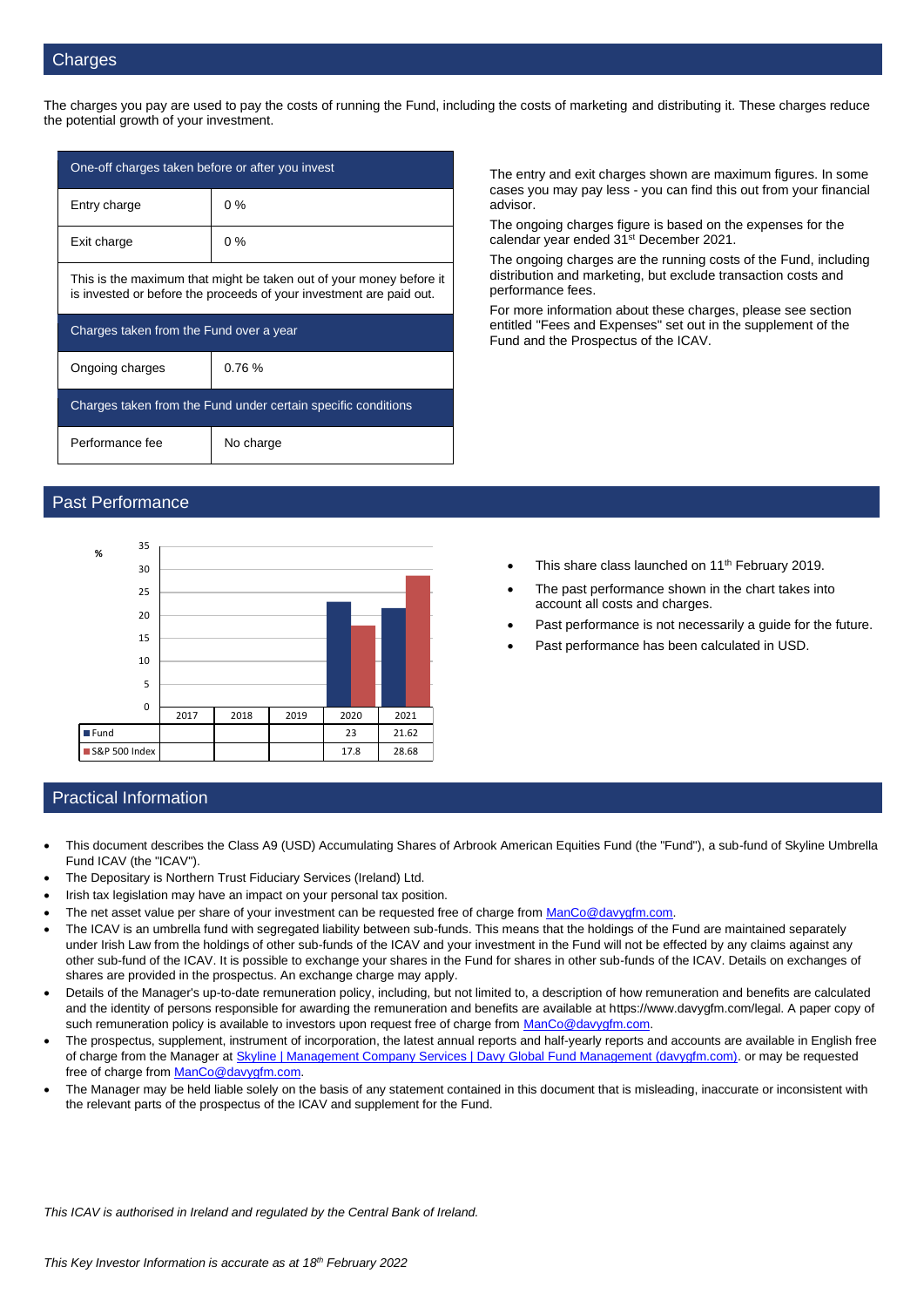## Charges

The charges you pay are used to pay the costs of running the Fund, including the costs of marketing and distributing it. These charges reduce the potential growth of your investment.

| One-off charges taken before or after you invest | |
|---|---|
| Entry charge | 0 % |
| Exit charge | 0 % |
| This is the maximum that might be taken out of your money before it is invested or before the proceeds of your investment are paid out. | |
| **Charges taken from the Fund over a year** | |
| Ongoing charges | 0.76 % |
| **Charges taken from the Fund under certain specific conditions** | |
| Performance fee | No charge |

The entry and exit charges shown are maximum figures. In some cases you may pay less - you can find this out from your financial advisor.

The ongoing charges figure is based on the expenses for the calendar year ended 31st December 2021.

The ongoing charges are the running costs of the Fund, including distribution and marketing, but exclude transaction costs and performance fees.

For more information about these charges, please see section entitled "Fees and Expenses" set out in the supplement of the Fund and the Prospectus of the ICAV.

## Past Performance

%

35
30
25
20
15
10
5
0

2017 2018 2019 2020 2021

Fund: 23 (2020), 21.62 (2021)

S&P 500 Index: 17.8 (2020), 28.68 (2021)

- This share class launched on 11th February 2019.
- The past performance shown in the chart takes into account all costs and charges.
- Past performance is not necessarily a guide for the future.
- Past performance has been calculated in USD.

## Practical Information

- This document describes the Class A9 (USD) Accumulating Shares of Arbrook American Equities Fund (the "Fund"), a sub-fund of Skyline Umbrella Fund ICAV (the "ICAV").
- The Depositary is Northern Trust Fiduciary Services (Ireland) Ltd.
- Irish tax legislation may have an impact on your personal tax position.
- The net asset value per share of your investment can be requested free of charge from ManCo@davygfm.com.
- The ICAV is an umbrella fund with segregated liability between sub-funds. This means that the holdings of the Fund are maintained separately under Irish Law from the holdings of other sub-funds of the ICAV and your investment in the Fund will not be effected by any claims against any other sub-fund of the ICAV. It is possible to exchange your shares in the Fund for shares in other sub-funds of the ICAV. Details on exchanges of shares are provided in the prospectus. An exchange charge may apply.
- Details of the Manager's up-to-date remuneration policy, including, but not limited to, a description of how remuneration and benefits are calculated and the identity of persons responsible for awarding the remuneration and benefits are available at https://www.davygfm.com/legal. A paper copy of such remuneration policy is available to investors upon request free of charge from ManCo@davygfm.com.
- The prospectus, supplement, instrument of incorporation, the latest annual reports and half-yearly reports and accounts are available in English free of charge from the Manager at Skyline | Management Company Services | Davy Global Fund Management (davygfm.com). or may be requested free of charge from ManCo@davygfm.com.
- The Manager may be held liable solely on the basis of any statement contained in this document that is misleading, inaccurate or inconsistent with the relevant parts of the prospectus of the ICAV and supplement for the Fund.

*This ICAV is authorised in Ireland and regulated by the Central Bank of Ireland.*

*This Key Investor Information is accurate as at 18th February 2022*